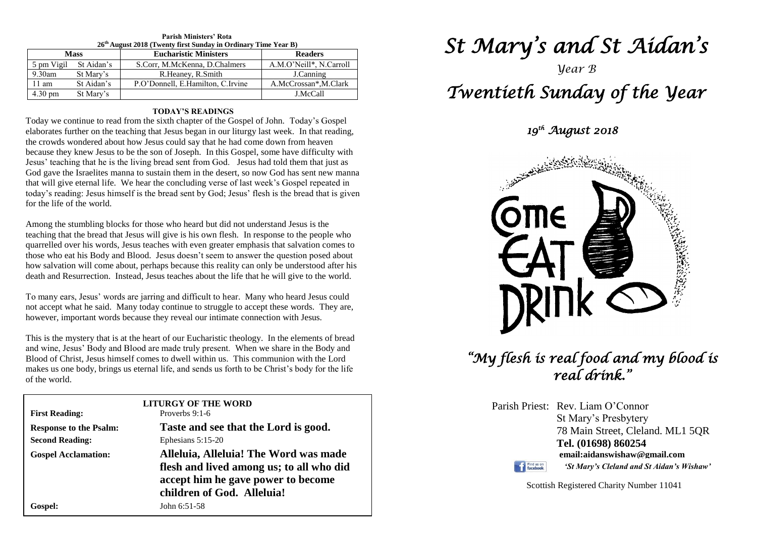**Parish Ministers' Rota**
**26th August 2018 (Twenty first Sunday in Ordinary Time Year B)**

| Mass | | Eucharistic Ministers | Readers |
|---|---|---|---|
| 5 pm Vigil | St Aidan's | S.Corr, M.McKenna, D.Chalmers | A.M.O'Neill*, N.Carroll |
| 9.30am | St Mary's | R.Heaney, R.Smith | J.Canning |
| 11 am | St Aidan's | P.O'Donnell, E.Hamilton, C.Irvine | A.McCrossan*,M.Clark |
| 4.30 pm | St Mary's | | J.McCall |

## TODAY'S READINGS

Today we continue to read from the sixth chapter of the Gospel of John. Today's Gospel elaborates further on the teaching that Jesus began in our liturgy last week. In that reading, the crowds wondered about how Jesus could say that he had come down from heaven because they knew Jesus to be the son of Joseph. In this Gospel, some have difficulty with Jesus' teaching that he is the living bread sent from God. Jesus had told them that just as God gave the Israelites manna to sustain them in the desert, so now God has sent new manna that will give eternal life. We hear the concluding verse of last week's Gospel repeated in today's reading: Jesus himself is the bread sent by God; Jesus' flesh is the bread that is given for the life of the world.

Among the stumbling blocks for those who heard but did not understand Jesus is the teaching that the bread that Jesus will give is his own flesh. In response to the people who quarrelled over his words, Jesus teaches with even greater emphasis that salvation comes to those who eat his Body and Blood. Jesus doesn't seem to answer the question posed about how salvation will come about, perhaps because this reality can only be understood after his death and Resurrection. Instead, Jesus teaches about the life that he will give to the world.

To many ears, Jesus' words are jarring and difficult to hear. Many who heard Jesus could not accept what he said. Many today continue to struggle to accept these words. They are, however, important words because they reveal our intimate connection with Jesus.

This is the mystery that is at the heart of our Eucharistic theology. In the elements of bread and wine, Jesus' Body and Blood are made truly present. When we share in the Body and Blood of Christ, Jesus himself comes to dwell within us. This communion with the Lord makes us one body, brings us eternal life, and sends us forth to be Christ's body for the life of the world.

## LITURGY OF THE WORD

**First Reading:** Proverbs 9:1-6

**Response to the Psalm:** **Taste and see that the Lord is good.**

**Second Reading:** Ephesians 5:15-20

**Gospel Acclamation:** **Alleluia, Alleluia! The Word was made flesh and lived among us; to all who did accept him he gave power to become children of God. Alleluia!**

**Gospel:** John 6:51-58

# *St Mary's and St Aidan's*

*Year B*

# *Twentieth Sunday of the Year*

*19th August 2018*

Come EAT DRINK

## *"My flesh is real food and my blood is real drink."*

Parish Priest: Rev. Liam O'Connor
St Mary's Presbytery
78 Main Street, Cleland. ML1 5QR
**Tel. (01698) 860254**
**email:aidanswishaw@gmail.com**
Find us on facebook *'St Mary's Cleland and St Aidan's Wishaw'*

Scottish Registered Charity Number 11041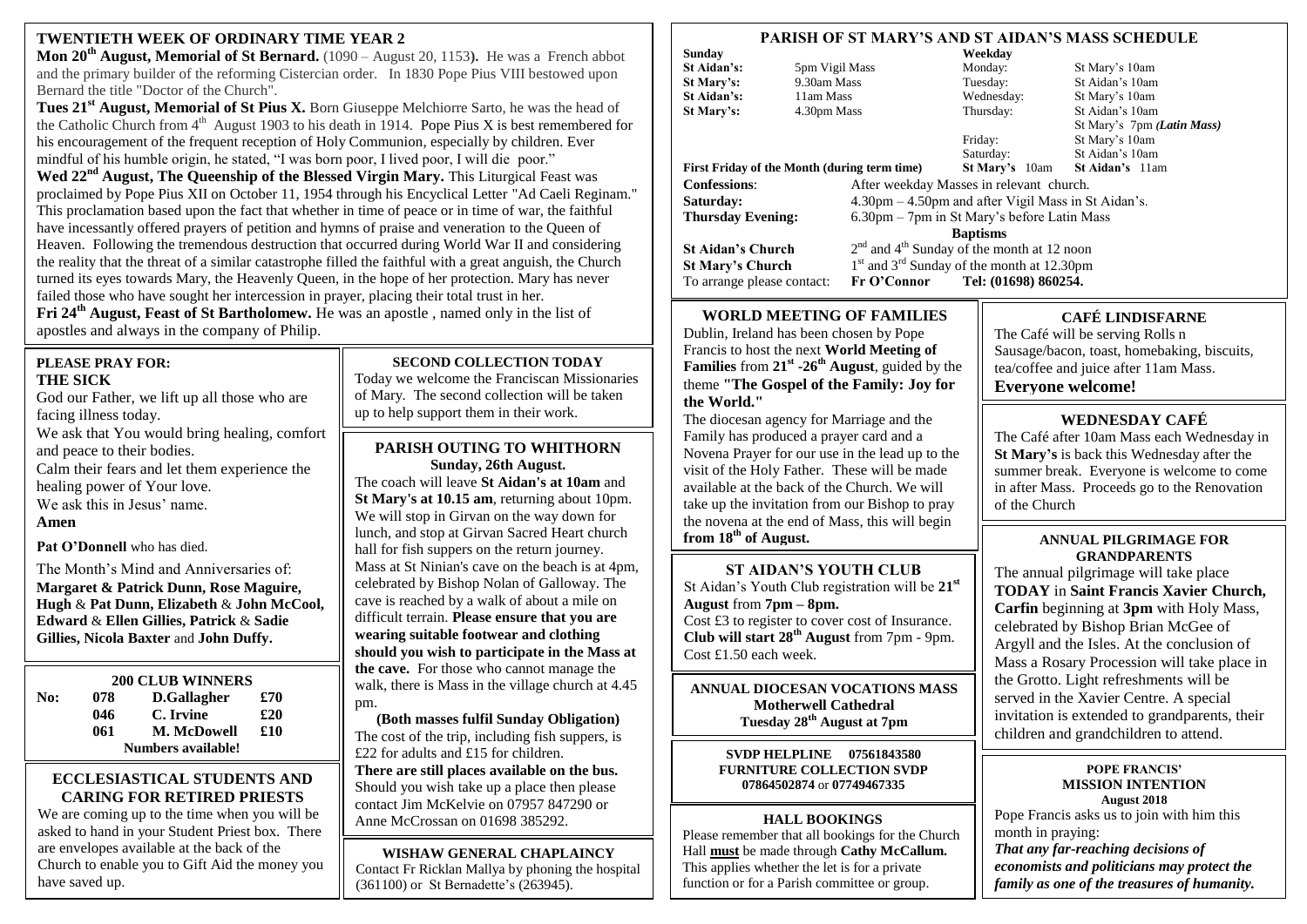## TWENTIETH WEEK OF ORDINARY TIME YEAR 2

**Mon 20th August, Memorial of St Bernard.** (1090 – August 20, 1153**).** He was a French abbot and the primary builder of the reforming Cistercian order. In 1830 Pope Pius VIII bestowed upon Bernard the title "Doctor of the Church".

**Tues 21st August, Memorial of St Pius X.** Born Giuseppe Melchiorre Sarto, he was the head of the Catholic Church from 4th August 1903 to his death in 1914. Pope Pius X is best remembered for his encouragement of the frequent reception of Holy Communion, especially by children. Ever mindful of his humble origin, he stated, "I was born poor, I lived poor, I will die poor."

**Wed 22nd August, The Queenship of the Blessed Virgin Mary.** This Liturgical Feast was proclaimed by Pope Pius XII on October 11, 1954 through his Encyclical Letter "Ad Caeli Reginam." This proclamation based upon the fact that whether in time of peace or in time of war, the faithful have incessantly offered prayers of petition and hymns of praise and veneration to the Queen of Heaven. Following the tremendous destruction that occurred during World War II and considering the reality that the threat of a similar catastrophe filled the faithful with a great anguish, the Church turned its eyes towards Mary, the Heavenly Queen, in the hope of her protection. Mary has never failed those who have sought her intercession in prayer, placing their total trust in her.

**Fri 24th August, Feast of St Bartholomew.** He was an apostle , named only in the list of apostles and always in the company of Philip.

### PLEASE PRAY FOR:

**THE SICK**

God our Father, we lift up all those who are facing illness today.
We ask that You would bring healing, comfort and peace to their bodies.
Calm their fears and let them experience the healing power of Your love.
We ask this in Jesus' name.
**Amen**

**Pat O'Donnell** who has died.

The Month's Mind and Anniversaries of:
**Margaret & Patrick Dunn, Rose Maguire, Hugh** & **Pat Dunn, Elizabeth** & **John McCool, Edward** & **Ellen Gillies, Patrick** & **Sadie Gillies, Nicola Baxter** and **John Duffy.**

### 200 CLUB WINNERS

| No: | | | |
|---|---|---|---|
| | 078 | D.Gallagher | £70 |
| | 046 | C. Irvine | £20 |
| | 061 | M. McDowell | £10 |

**Numbers available!**

### ECCLESIASTICAL STUDENTS AND CARING FOR RETIRED PRIESTS

We are coming up to the time when you will be asked to hand in your Student Priest box. There are envelopes available at the back of the Church to enable you to Gift Aid the money you have saved up.

### SECOND COLLECTION TODAY

Today we welcome the Franciscan Missionaries of Mary. The second collection will be taken up to help support them in their work.

### PARISH OUTING TO WHITHORN
**Sunday, 26th August.**

The coach will leave **St Aidan's at 10am** and **St Mary's at 10.15 am**, returning about 10pm. We will stop in Girvan on the way down for lunch, and stop at Girvan Sacred Heart church hall for fish suppers on the return journey. Mass at St Ninian's cave on the beach is at 4pm, celebrated by Bishop Nolan of Galloway. The cave is reached by a walk of about a mile on difficult terrain. **Please ensure that you are wearing suitable footwear and clothing should you wish to participate in the Mass at the cave.** For those who cannot manage the walk, there is Mass in the village church at 4.45 pm.

**(Both masses fulfil Sunday Obligation)**

The cost of the trip, including fish suppers, is £22 for adults and £15 for children.
**There are still places available on the bus.** Should you wish take up a place then please contact Jim McKelvie on 07957 847290 or Anne McCrossan on 01698 385292.

### WISHAW GENERAL CHAPLAINCY

Contact Fr Ricklan Mallya by phoning the hospital (361100) or St Bernadette's (263945).

## PARISH OF ST MARY'S AND ST AIDAN'S MASS SCHEDULE

| Sunday | | Weekday | |
|---|---|---|---|
| St Aidan's: | 5pm Vigil Mass | Monday: | St Mary's 10am |
| St Mary's: | 9.30am Mass | Tuesday: | St Aidan's 10am |
| St Aidan's: | 11am Mass | Wednesday: | St Mary's 10am |
| St Mary's: | 4.30pm Mass | Thursday: | St Aidan's 10am |
| | | | St Mary's 7pm *(Latin Mass)* |
| | | Friday: | St Mary's 10am |
| | | Saturday: | St Aidan's 10am |
| First Friday of the Month (during term time) | | St Mary's 10am | St Aidan's 11am |

**Confessions**: After weekday Masses in relevant church.
**Saturday:** 4.30pm – 4.50pm and after Vigil Mass in St Aidan's.
**Thursday Evening:** 6.30pm – 7pm in St Mary's before Latin Mass

**Baptisms**

**St Aidan's Church** 2nd and 4th Sunday of the month at 12 noon
**St Mary's Church** 1st and 3rd Sunday of the month at 12.30pm
To arrange please contact: **Fr O'Connor Tel: (01698) 860254.**

### WORLD MEETING OF FAMILIES

Dublin, Ireland has been chosen by Pope Francis to host the next **World Meeting of Families** from **21st -26th August**, guided by the theme **"The Gospel of the Family: Joy for the World."**

The diocesan agency for Marriage and the Family has produced a prayer card and a Novena Prayer for our use in the lead up to the visit of the Holy Father. These will be made available at the back of the Church. We will take up the invitation from our Bishop to pray the novena at the end of Mass, this will begin **from 18th of August.**

### ST AIDAN'S YOUTH CLUB

St Aidan's Youth Club registration will be **21st August** from **7pm – 8pm.**
Cost £3 to register to cover cost of Insurance.
**Club will start 28th August** from 7pm - 9pm.
Cost £1.50 each week.

### ANNUAL DIOCESAN VOCATIONS MASS
**Motherwell Cathedral**
**Tuesday 28th August at 7pm**

**SVDP HELPLINE 07561843580**
**FURNITURE COLLECTION SVDP**
**07864502874** or **07749467335**

### HALL BOOKINGS

Please remember that all bookings for the Church Hall **must** be made through **Cathy McCallum.** This applies whether the let is for a private function or for a Parish committee or group.

### CAFÉ LINDISFARNE

The Café will be serving Rolls n Sausage/bacon, toast, homebaking, biscuits, tea/coffee and juice after 11am Mass.
**Everyone welcome!**

### WEDNESDAY CAFÉ

The Café after 10am Mass each Wednesday in **St Mary's** is back this Wednesday after the summer break. Everyone is welcome to come in after Mass. Proceeds go to the Renovation of the Church

### ANNUAL PILGRIMAGE FOR GRANDPARENTS

The annual pilgrimage will take place **TODAY** in **Saint Francis Xavier Church, Carfin** beginning at **3pm** with Holy Mass, celebrated by Bishop Brian McGee of Argyll and the Isles. At the conclusion of Mass a Rosary Procession will take place in the Grotto. Light refreshments will be served in the Xavier Centre. A special invitation is extended to grandparents, their children and grandchildren to attend.

### POPE FRANCIS' MISSION INTENTION
**August 2018**

Pope Francis asks us to join with him this month in praying:
***That any far-reaching decisions of economists and politicians may protect the family as one of the treasures of humanity.***